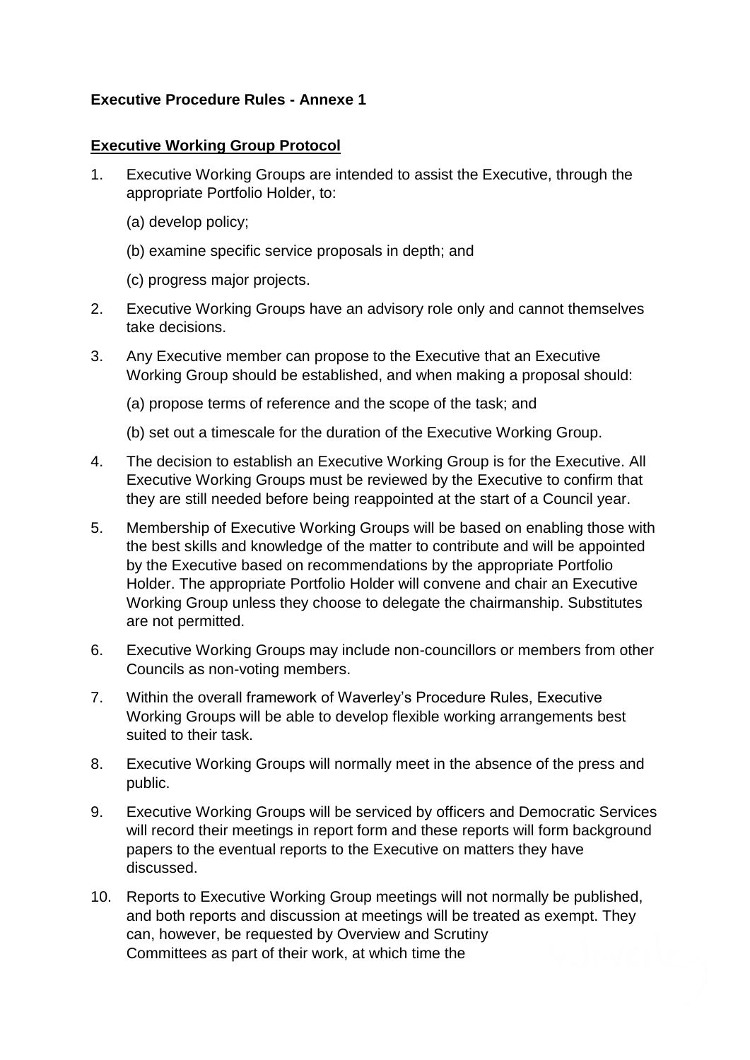**Executive Procedure Rules - Annexe 1**

**Executive Working Group Protocol**

1. Executive Working Groups are intended to assist the Executive, through the appropriate Portfolio Holder, to:

   (a) develop policy;

   (b) examine specific service proposals in depth; and

   (c) progress major projects.

2. Executive Working Groups have an advisory role only and cannot themselves take decisions.

3. Any Executive member can propose to the Executive that an Executive Working Group should be established, and when making a proposal should:

   (a) propose terms of reference and the scope of the task; and

   (b) set out a timescale for the duration of the Executive Working Group.

4. The decision to establish an Executive Working Group is for the Executive. All Executive Working Groups must be reviewed by the Executive to confirm that they are still needed before being reappointed at the start of a Council year.

5. Membership of Executive Working Groups will be based on enabling those with the best skills and knowledge of the matter to contribute and will be appointed by the Executive based on recommendations by the appropriate Portfolio Holder. The appropriate Portfolio Holder will convene and chair an Executive Working Group unless they choose to delegate the chairmanship. Substitutes are not permitted.

6. Executive Working Groups may include non-councillors or members from other Councils as non-voting members.

7. Within the overall framework of Waverley's Procedure Rules, Executive Working Groups will be able to develop flexible working arrangements best suited to their task.

8. Executive Working Groups will normally meet in the absence of the press and public.

9. Executive Working Groups will be serviced by officers and Democratic Services will record their meetings in report form and these reports will form background papers to the eventual reports to the Executive on matters they have discussed.

10. Reports to Executive Working Group meetings will not normally be published, and both reports and discussion at meetings will be treated as exempt. They can, however, be requested by Overview and Scrutiny Committees as part of their work, at which time the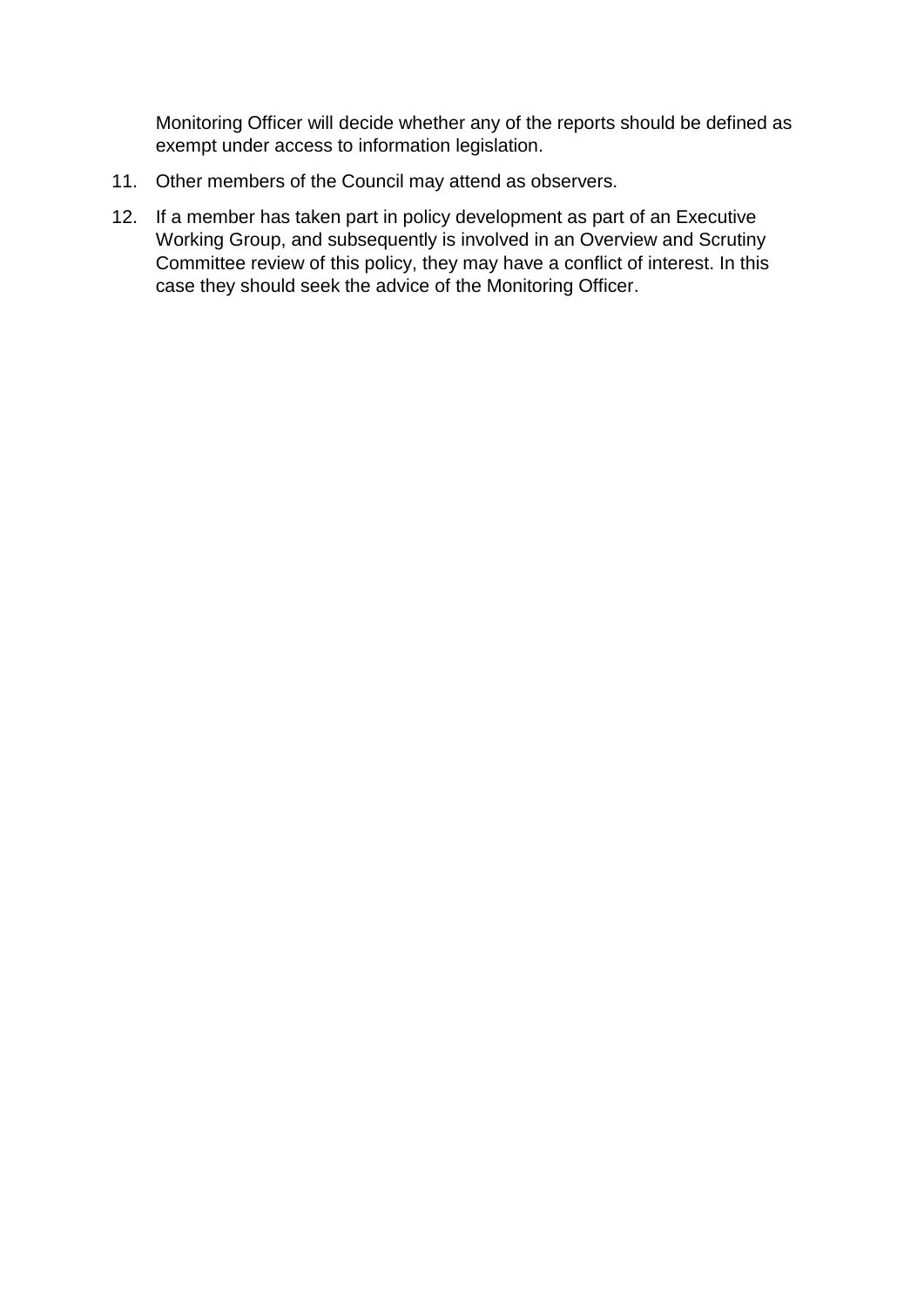Monitoring Officer will decide whether any of the reports should be defined as exempt under access to information legislation.

11. Other members of the Council may attend as observers.

12. If a member has taken part in policy development as part of an Executive Working Group, and subsequently is involved in an Overview and Scrutiny Committee review of this policy, they may have a conflict of interest. In this case they should seek the advice of the Monitoring Officer.